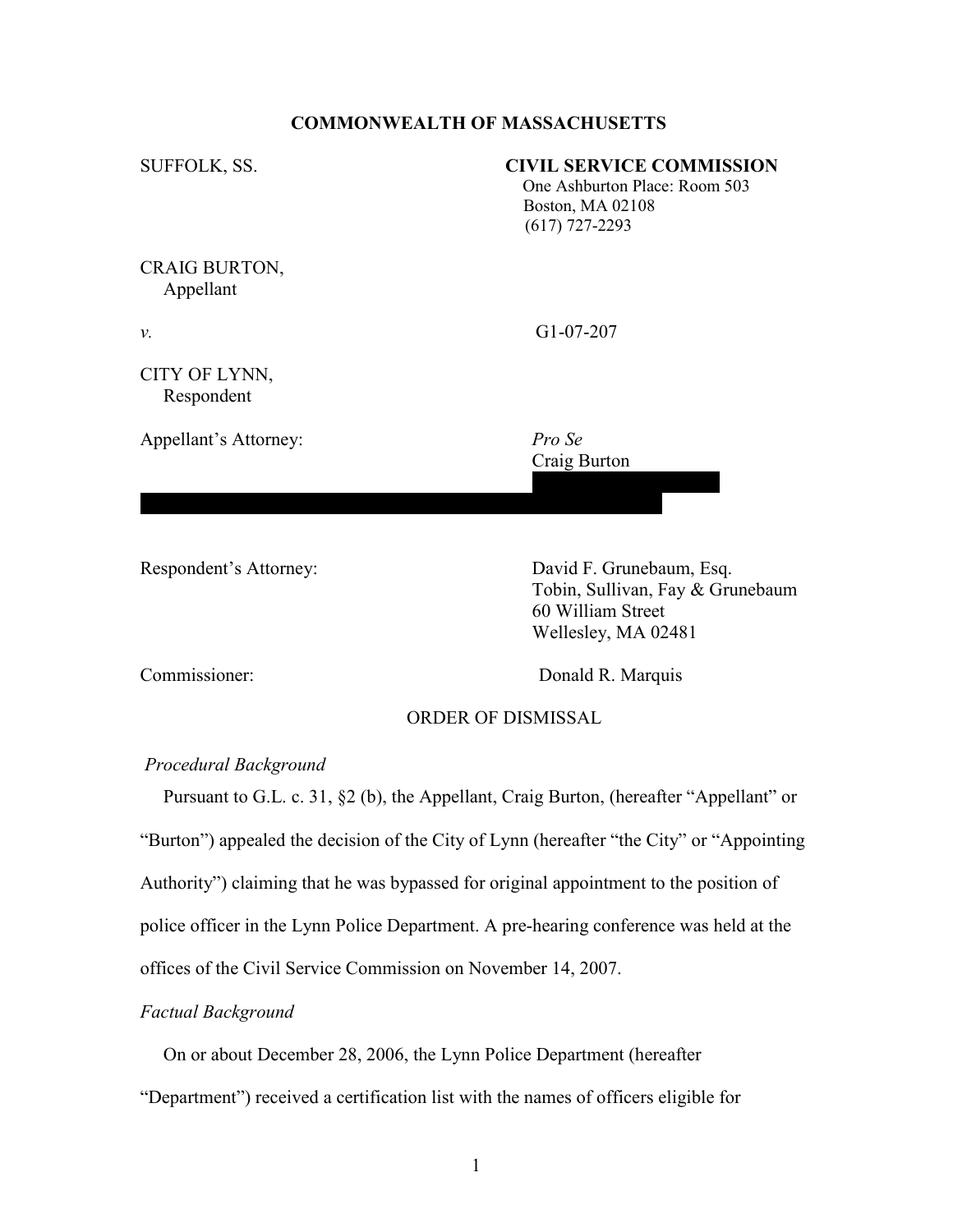**COMMONWEALTH OF MASSACHUSETTS**

SUFFOLK, SS.

**CIVIL SERVICE COMMISSION**
One Ashburton Place: Room 503
Boston, MA 02108
(617) 727-2293

CRAIG BURTON,
Appellant

*v.* G1-07-207

CITY OF LYNN,
Respondent

Appellant's Attorney: *Pro Se*
Craig Burton

Respondent's Attorney: David F. Grunebaum, Esq.
Tobin, Sullivan, Fay & Grunebaum
60 William Street
Wellesley, MA 02481

Commissioner: Donald R. Marquis

ORDER OF DISMISSAL

*Procedural Background*

Pursuant to G.L. c. 31, §2 (b), the Appellant, Craig Burton, (hereafter "Appellant" or "Burton") appealed the decision of the City of Lynn (hereafter "the City" or "Appointing Authority") claiming that he was bypassed for original appointment to the position of police officer in the Lynn Police Department. A pre-hearing conference was held at the offices of the Civil Service Commission on November 14, 2007.

*Factual Background*

On or about December 28, 2006, the Lynn Police Department (hereafter "Department") received a certification list with the names of officers eligible for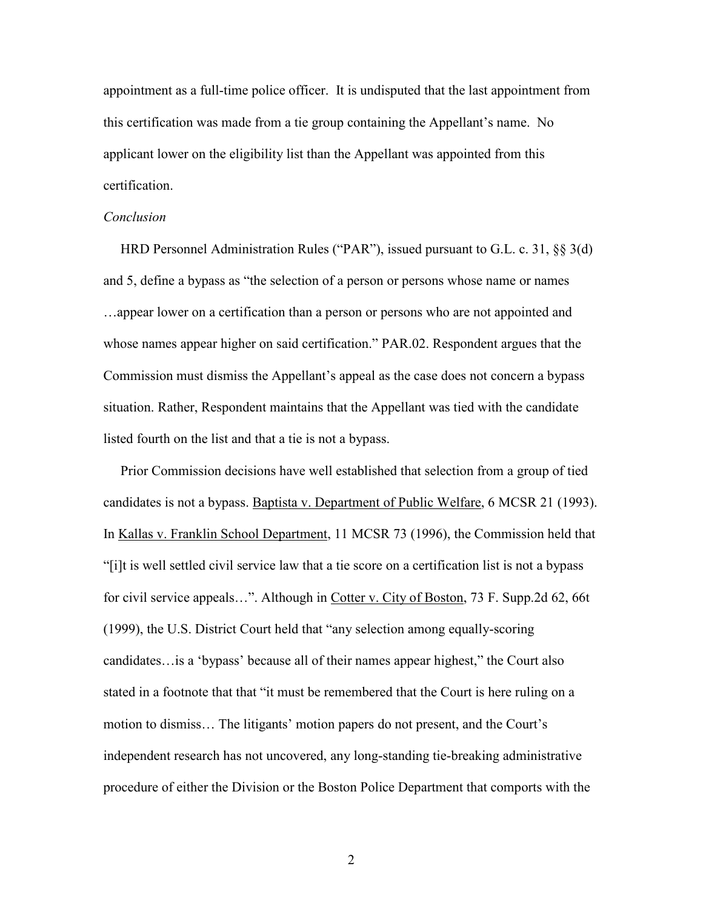appointment as a full-time police officer. It is undisputed that the last appointment from this certification was made from a tie group containing the Appellant's name. No applicant lower on the eligibility list than the Appellant was appointed from this certification.

*Conclusion*

HRD Personnel Administration Rules ("PAR"), issued pursuant to G.L. c. 31, §§ 3(d) and 5, define a bypass as "the selection of a person or persons whose name or names …appear lower on a certification than a person or persons who are not appointed and whose names appear higher on said certification." PAR.02. Respondent argues that the Commission must dismiss the Appellant's appeal as the case does not concern a bypass situation. Rather, Respondent maintains that the Appellant was tied with the candidate listed fourth on the list and that a tie is not a bypass.

Prior Commission decisions have well established that selection from a group of tied candidates is not a bypass. Baptista v. Department of Public Welfare, 6 MCSR 21 (1993). In Kallas v. Franklin School Department, 11 MCSR 73 (1996), the Commission held that "[i]t is well settled civil service law that a tie score on a certification list is not a bypass for civil service appeals…". Although in Cotter v. City of Boston, 73 F. Supp.2d 62, 66t (1999), the U.S. District Court held that "any selection among equally-scoring candidates…is a 'bypass' because all of their names appear highest," the Court also stated in a footnote that that "it must be remembered that the Court is here ruling on a motion to dismiss… The litigants' motion papers do not present, and the Court's independent research has not uncovered, any long-standing tie-breaking administrative procedure of either the Division or the Boston Police Department that comports with the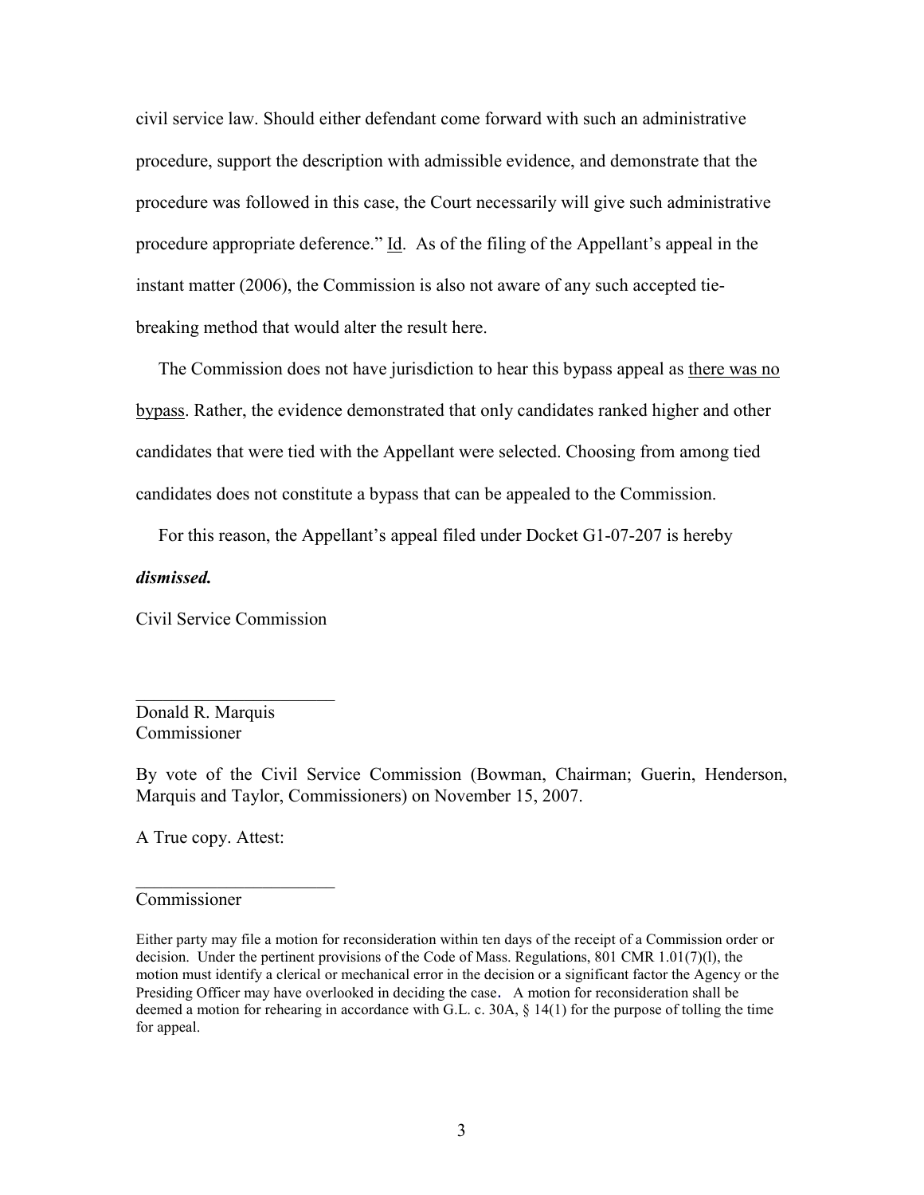civil service law. Should either defendant come forward with such an administrative procedure, support the description with admissible evidence, and demonstrate that the procedure was followed in this case, the Court necessarily will give such administrative procedure appropriate deference." Id. As of the filing of the Appellant's appeal in the instant matter (2006), the Commission is also not aware of any such accepted tie-breaking method that would alter the result here.

The Commission does not have jurisdiction to hear this bypass appeal as there was no bypass. Rather, the evidence demonstrated that only candidates ranked higher and other candidates that were tied with the Appellant were selected. Choosing from among tied candidates does not constitute a bypass that can be appealed to the Commission.

For this reason, the Appellant's appeal filed under Docket G1-07-207 is hereby ***dismissed.***

Civil Service Commission

_______________________
Donald R. Marquis
Commissioner

By vote of the Civil Service Commission (Bowman, Chairman; Guerin, Henderson, Marquis and Taylor, Commissioners) on November 15, 2007.

A True copy. Attest:

_______________________
Commissioner

Either party may file a motion for reconsideration within ten days of the receipt of a Commission order or decision. Under the pertinent provisions of the Code of Mass. Regulations, 801 CMR 1.01(7)(l), the motion must identify a clerical or mechanical error in the decision or a significant factor the Agency or the Presiding Officer may have overlooked in deciding the case. A motion for reconsideration shall be deemed a motion for rehearing in accordance with G.L. c. 30A, § 14(1) for the purpose of tolling the time for appeal.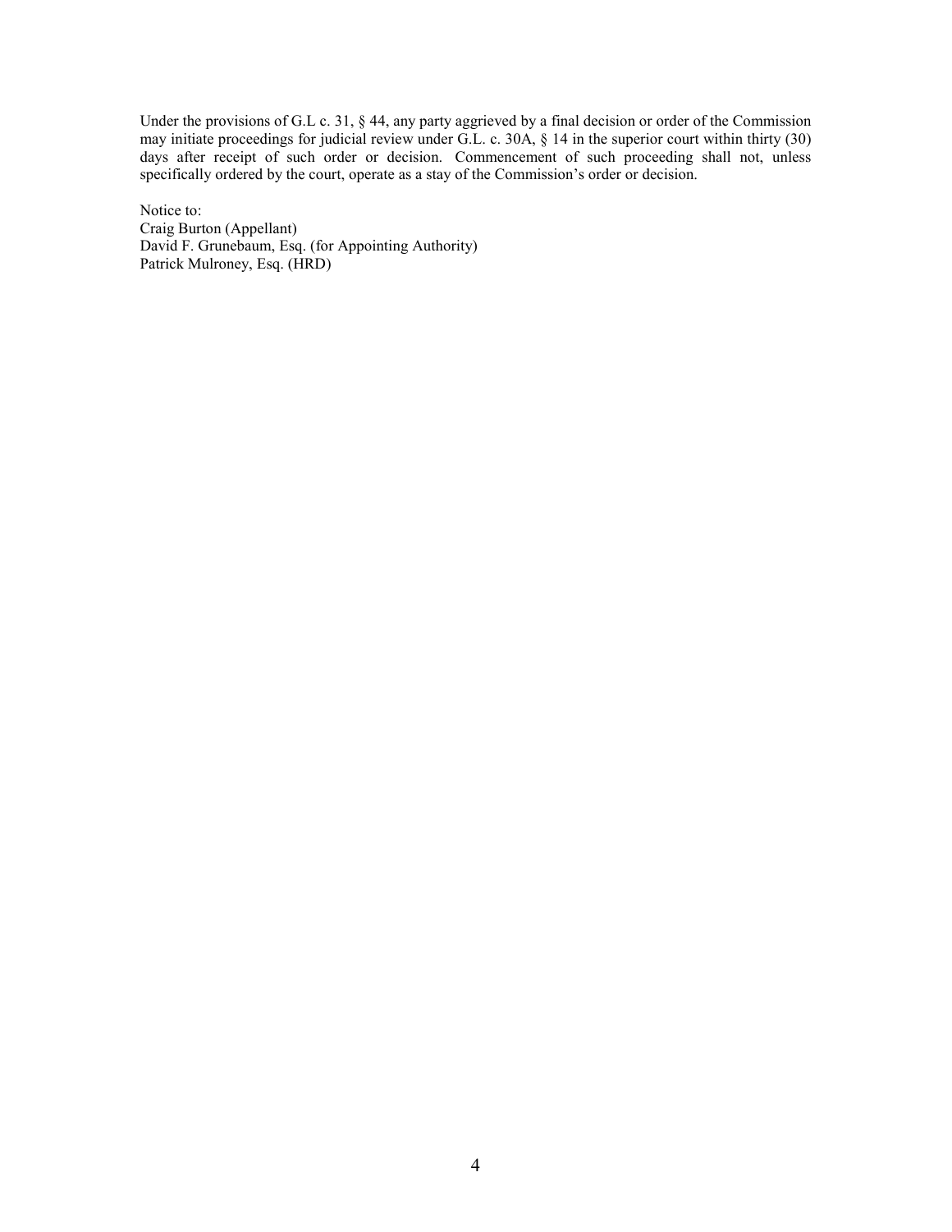Under the provisions of G.L c. 31, § 44, any party aggrieved by a final decision or order of the Commission may initiate proceedings for judicial review under G.L. c. 30A, § 14 in the superior court within thirty (30) days after receipt of such order or decision. Commencement of such proceeding shall not, unless specifically ordered by the court, operate as a stay of the Commission's order or decision.

Notice to:
Craig Burton (Appellant)
David F. Grunebaum, Esq. (for Appointing Authority)
Patrick Mulroney, Esq. (HRD)